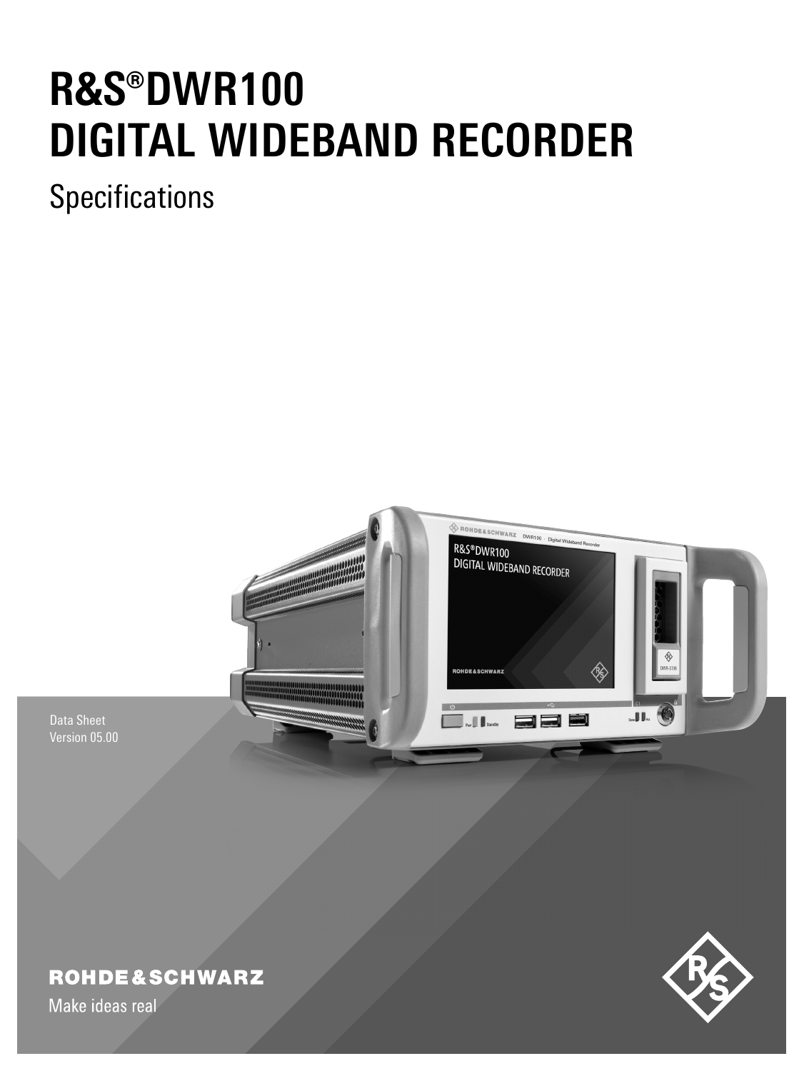# R&S®DWR100 DIGITAL WIDEBAND RECORDER

Specifications

Data Sheet
Version 05.00

ROHDE&SCHWARZ

Make ideas real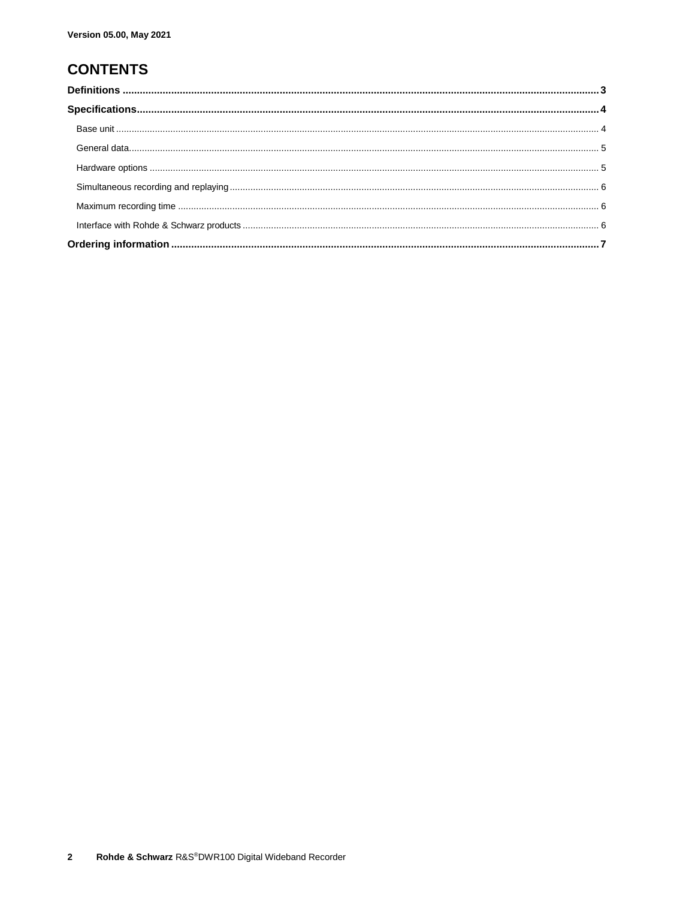Version 05.00, May 2021

# CONTENTS

**Definitions** .......... 3

**Specifications** .......... 4

- Base unit .......... 4
- General data .......... 5
- Hardware options .......... 5
- Simultaneous recording and replaying .......... 6
- Maximum recording time .......... 6
- Interface with Rohde & Schwarz products .......... 6

**Ordering information** .......... 7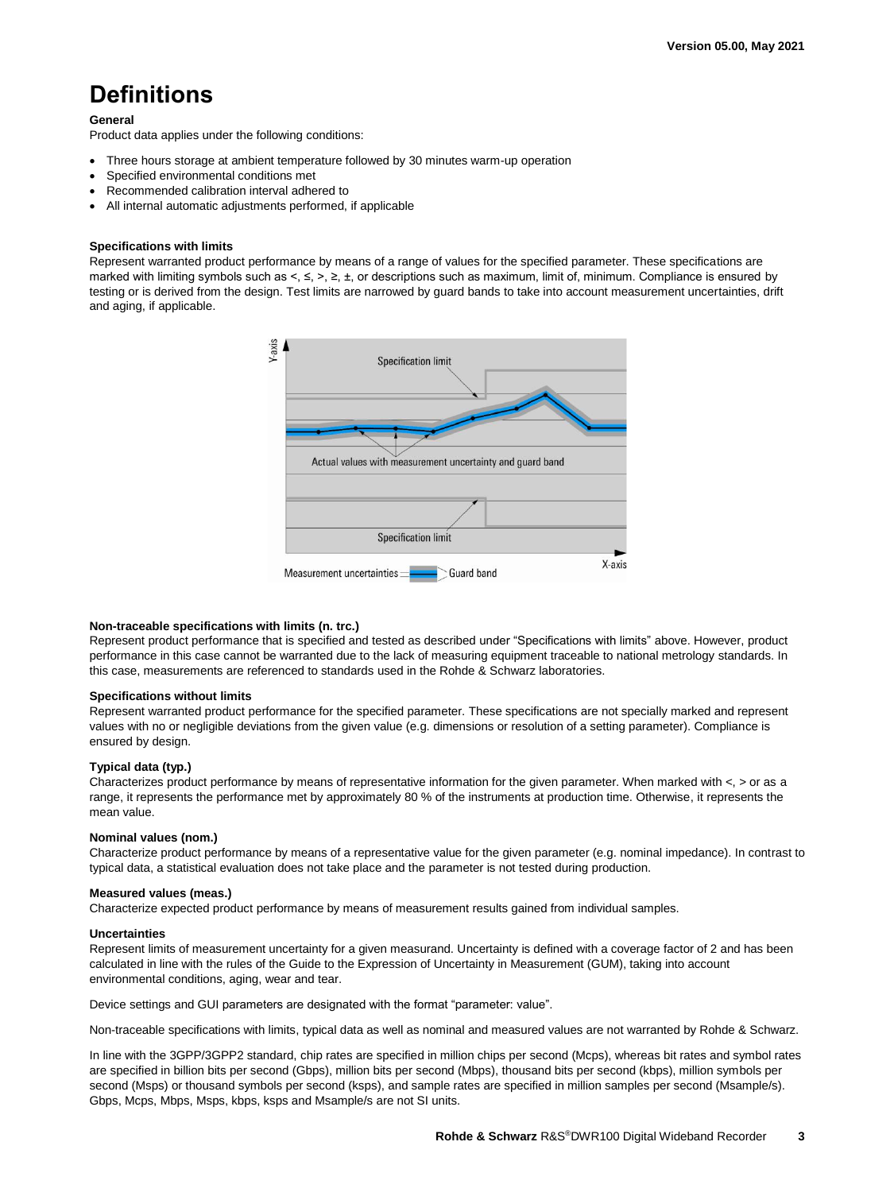# Definitions

### General

Product data applies under the following conditions:

- Three hours storage at ambient temperature followed by 30 minutes warm-up operation
- Specified environmental conditions met
- Recommended calibration interval adhered to
- All internal automatic adjustments performed, if applicable

### Specifications with limits

Represent warranted product performance by means of a range of values for the specified parameter. These specifications are marked with limiting symbols such as <, ≤, >, ≥, ±, or descriptions such as maximum, limit of, minimum. Compliance is ensured by testing or is derived from the design. Test limits are narrowed by guard bands to take into account measurement uncertainties, drift and aging, if applicable.

### Non-traceable specifications with limits (n. trc.)

Represent product performance that is specified and tested as described under "Specifications with limits" above. However, product performance in this case cannot be warranted due to the lack of measuring equipment traceable to national metrology standards. In this case, measurements are referenced to standards used in the Rohde & Schwarz laboratories.

### Specifications without limits

Represent warranted product performance for the specified parameter. These specifications are not specially marked and represent values with no or negligible deviations from the given value (e.g. dimensions or resolution of a setting parameter). Compliance is ensured by design.

### Typical data (typ.)

Characterizes product performance by means of representative information for the given parameter. When marked with <, > or as a range, it represents the performance met by approximately 80 % of the instruments at production time. Otherwise, it represents the mean value.

### Nominal values (nom.)

Characterize product performance by means of a representative value for the given parameter (e.g. nominal impedance). In contrast to typical data, a statistical evaluation does not take place and the parameter is not tested during production.

### Measured values (meas.)

Characterize expected product performance by means of measurement results gained from individual samples.

### Uncertainties

Represent limits of measurement uncertainty for a given measurand. Uncertainty is defined with a coverage factor of 2 and has been calculated in line with the rules of the Guide to the Expression of Uncertainty in Measurement (GUM), taking into account environmental conditions, aging, wear and tear.

Device settings and GUI parameters are designated with the format "parameter: value".

Non-traceable specifications with limits, typical data as well as nominal and measured values are not warranted by Rohde & Schwarz.

In line with the 3GPP/3GPP2 standard, chip rates are specified in million chips per second (Mcps), whereas bit rates and symbol rates are specified in billion bits per second (Gbps), million bits per second (Mbps), thousand bits per second (kbps), million symbols per second (Msps) or thousand symbols per second (ksps), and sample rates are specified in million samples per second (Msample/s). Gbps, Mcps, Mbps, Msps, kbps, ksps and Msample/s are not SI units.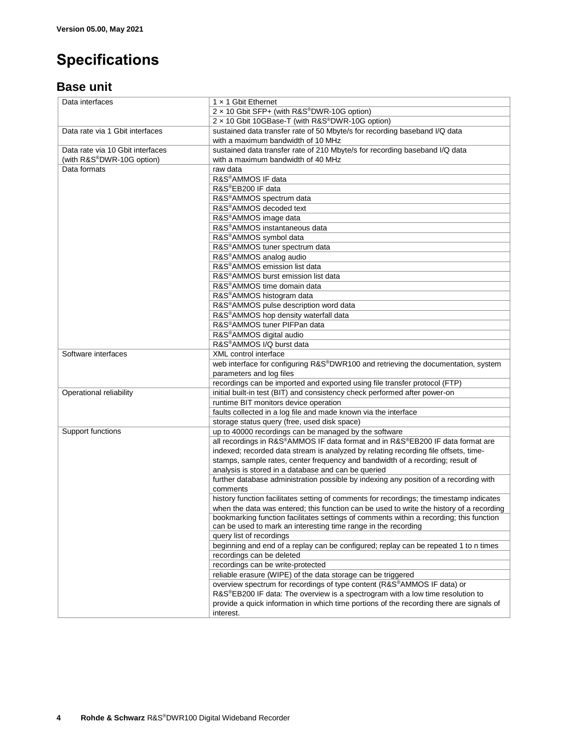# Specifications

## Base unit

| | |
|---|---|
| Data interfaces | 1 × 1 Gbit Ethernet |
| | 2 × 10 Gbit SFP+ (with R&S®DWR-10G option) |
| | 2 × 10 Gbit 10GBase-T (with R&S®DWR-10G option) |
| Data rate via 1 Gbit interfaces | sustained data transfer rate of 50 Mbyte/s for recording baseband I/Q data with a maximum bandwidth of 10 MHz |
| Data rate via 10 Gbit interfaces (with R&S®DWR-10G option) | sustained data transfer rate of 210 Mbyte/s for recording baseband I/Q data with a maximum bandwidth of 40 MHz |
| Data formats | raw data |
| | R&S®AMMOS IF data |
| | R&S®EB200 IF data |
| | R&S®AMMOS spectrum data |
| | R&S®AMMOS decoded text |
| | R&S®AMMOS image data |
| | R&S®AMMOS instantaneous data |
| | R&S®AMMOS symbol data |
| | R&S®AMMOS tuner spectrum data |
| | R&S®AMMOS analog audio |
| | R&S®AMMOS emission list data |
| | R&S®AMMOS burst emission list data |
| | R&S®AMMOS time domain data |
| | R&S®AMMOS histogram data |
| | R&S®AMMOS pulse description word data |
| | R&S®AMMOS hop density waterfall data |
| | R&S®AMMOS tuner PIFPan data |
| | R&S®AMMOS digital audio |
| | R&S®AMMOS I/Q burst data |
| Software interfaces | XML control interface |
| | web interface for configuring R&S®DWR100 and retrieving the documentation, system parameters and log files |
| | recordings can be imported and exported using file transfer protocol (FTP) |
| Operational reliability | initial built-in test (BIT) and consistency check performed after power-on |
| | runtime BIT monitors device operation |
| | faults collected in a log file and made known via the interface |
| | storage status query (free, used disk space) |
| Support functions | up to 40000 recordings can be managed by the software |
| | all recordings in R&S®AMMOS IF data format and in R&S®EB200 IF data format are indexed; recorded data stream is analyzed by relating recording file offsets, time-stamps, sample rates, center frequency and bandwidth of a recording; result of analysis is stored in a database and can be queried |
| | further database administration possible by indexing any position of a recording with comments |
| | history function facilitates setting of comments for recordings; the timestamp indicates when the data was entered; this function can be used to write the history of a recording |
| | bookmarking function facilitates settings of comments within a recording; this function can be used to mark an interesting time range in the recording |
| | query list of recordings |
| | beginning and end of a replay can be configured; replay can be repeated 1 to n times |
| | recordings can be deleted |
| | recordings can be write-protected |
| | reliable erasure (WIPE) of the data storage can be triggered |
| | overview spectrum for recordings of type content (R&S®AMMOS IF data) or R&S®EB200 IF data: The overview is a spectrogram with a low time resolution to provide a quick information in which time portions of the recording there are signals of interest. |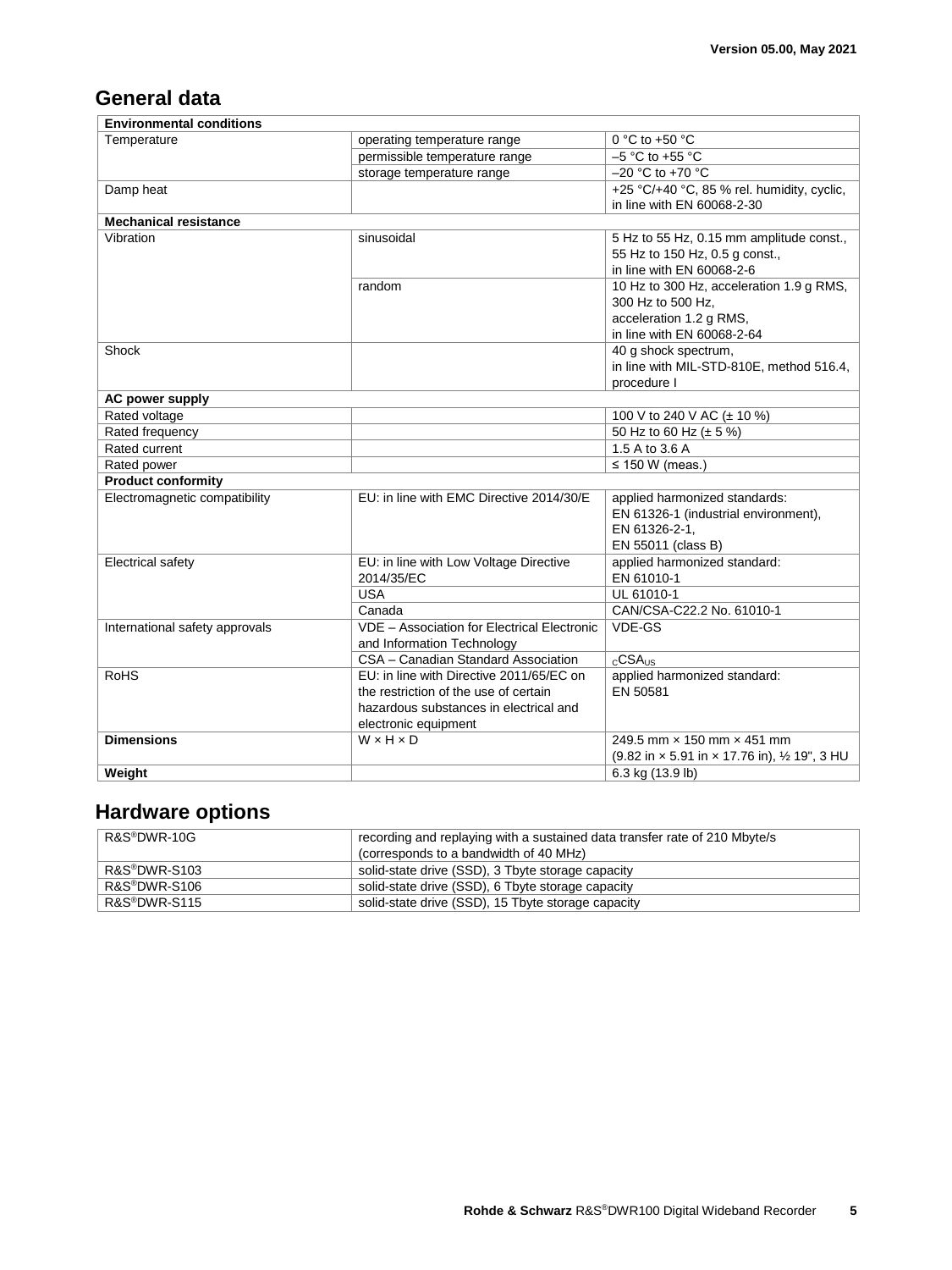## General data

| Environmental conditions | | |
|---|---|---|
| Temperature | operating temperature range | 0 °C to +50 °C |
| | permissible temperature range | –5 °C to +55 °C |
| | storage temperature range | –20 °C to +70 °C |
| Damp heat | | +25 °C/+40 °C, 85 % rel. humidity, cyclic, in line with EN 60068-2-30 |
| **Mechanical resistance** | | |
| Vibration | sinusoidal | 5 Hz to 55 Hz, 0.15 mm amplitude const., 55 Hz to 150 Hz, 0.5 g const., in line with EN 60068-2-6 |
| | random | 10 Hz to 300 Hz, acceleration 1.9 g RMS, 300 Hz to 500 Hz, acceleration 1.2 g RMS, in line with EN 60068-2-64 |
| Shock | | 40 g shock spectrum, in line with MIL-STD-810E, method 516.4, procedure I |
| **AC power supply** | | |
| Rated voltage | | 100 V to 240 V AC (± 10 %) |
| Rated frequency | | 50 Hz to 60 Hz (± 5 %) |
| Rated current | | 1.5 A to 3.6 A |
| Rated power | | ≤ 150 W (meas.) |
| **Product conformity** | | |
| Electromagnetic compatibility | EU: in line with EMC Directive 2014/30/E | applied harmonized standards: EN 61326-1 (industrial environment), EN 61326-2-1, EN 55011 (class B) |
| Electrical safety | EU: in line with Low Voltage Directive 2014/35/EC | applied harmonized standard: EN 61010-1 |
| | USA | UL 61010-1 |
| | Canada | CAN/CSA-C22.2 No. 61010-1 |
| International safety approvals | VDE – Association for Electrical Electronic and Information Technology | VDE-GS |
| | CSA – Canadian Standard Association | $_{C}CSA_{US}$ |
| RoHS | EU: in line with Directive 2011/65/EC on the restriction of the use of certain hazardous substances in electrical and electronic equipment | applied harmonized standard: EN 50581 |
| **Dimensions** | W × H × D | 249.5 mm × 150 mm × 451 mm (9.82 in × 5.91 in × 17.76 in), ½ 19", 3 HU |
| **Weight** | | 6.3 kg (13.9 lb) |

## Hardware options

| | |
|---|---|
| R&S®DWR-10G | recording and replaying with a sustained data transfer rate of 210 Mbyte/s (corresponds to a bandwidth of 40 MHz) |
| R&S®DWR-S103 | solid-state drive (SSD), 3 Tbyte storage capacity |
| R&S®DWR-S106 | solid-state drive (SSD), 6 Tbyte storage capacity |
| R&S®DWR-S115 | solid-state drive (SSD), 15 Tbyte storage capacity |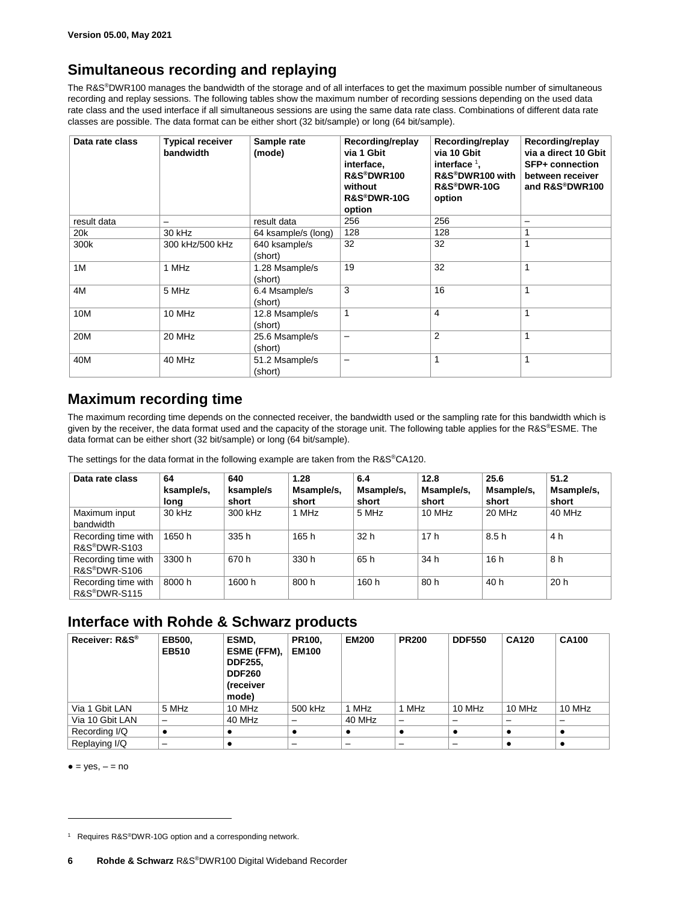Version 05.00, May 2021

## Simultaneous recording and replaying

The R&S®DWR100 manages the bandwidth of the storage and of all interfaces to get the maximum possible number of simultaneous recording and replay sessions. The following tables show the maximum number of recording sessions depending on the used data rate class and the used interface if all simultaneous sessions are using the same data rate class. Combinations of different data rate classes are possible. The data format can be either short (32 bit/sample) or long (64 bit/sample).

| Data rate class | Typical receiver bandwidth | Sample rate (mode) | Recording/replay via 1 Gbit interface, R&S®DWR100 without R&S®DWR-10G option | Recording/replay via 10 Gbit interface [1], R&S®DWR100 with R&S®DWR-10G option | Recording/replay via a direct 10 Gbit SFP+ connection between receiver and R&S®DWR100 |
|---|---|---|---|---|---|
| result data | – | result data | 256 | 256 | – |
| 20k | 30 kHz | 64 ksample/s (long) | 128 | 128 | 1 |
| 300k | 300 kHz/500 kHz | 640 ksample/s (short) | 32 | 32 | 1 |
| 1M | 1 MHz | 1.28 Msample/s (short) | 19 | 32 | 1 |
| 4M | 5 MHz | 6.4 Msample/s (short) | 3 | 16 | 1 |
| 10M | 10 MHz | 12.8 Msample/s (short) | 1 | 4 | 1 |
| 20M | 20 MHz | 25.6 Msample/s (short) | – | 2 | 1 |
| 40M | 40 MHz | 51.2 Msample/s (short) | – | 1 | 1 |

## Maximum recording time

The maximum recording time depends on the connected receiver, the bandwidth used or the sampling rate for this bandwidth which is given by the receiver, the data format used and the capacity of the storage unit. The following table applies for the R&S®ESME. The data format can be either short (32 bit/sample) or long (64 bit/sample).

The settings for the data format in the following example are taken from the R&S®CA120.

| Data rate class | 64 ksample/s, long | 640 ksample/s short | 1.28 Msample/s, short | 6.4 Msample/s, short | 12.8 Msample/s, short | 25.6 Msample/s, short | 51.2 Msample/s, short |
|---|---|---|---|---|---|---|---|
| Maximum input bandwidth | 30 kHz | 300 kHz | 1 MHz | 5 MHz | 10 MHz | 20 MHz | 40 MHz |
| Recording time with R&S®DWR-S103 | 1650 h | 335 h | 165 h | 32 h | 17 h | 8.5 h | 4 h |
| Recording time with R&S®DWR-S106 | 3300 h | 670 h | 330 h | 65 h | 34 h | 16 h | 8 h |
| Recording time with R&S®DWR-S115 | 8000 h | 1600 h | 800 h | 160 h | 80 h | 40 h | 20 h |

## Interface with Rohde & Schwarz products

| Receiver: R&S® | EB500, EB510 | ESMD, ESME (FFM), DDF255, DDF260 (receiver mode) | PR100, EM100 | EM200 | PR200 | DDF550 | CA120 | CA100 |
|---|---|---|---|---|---|---|---|---|
| Via 1 Gbit LAN | 5 MHz | 10 MHz | 500 kHz | 1 MHz | 1 MHz | 10 MHz | 10 MHz | 10 MHz |
| Via 10 Gbit LAN | – | 40 MHz | – | 40 MHz | – | – | – | – |
| Recording I/Q | ● | ● | ● | ● | ● | ● | ● | ● |
| Replaying I/Q | – | ● | – | – | – | – | ● | ● |

● = yes, – = no

[1] Requires R&S®DWR-10G option and a corresponding network.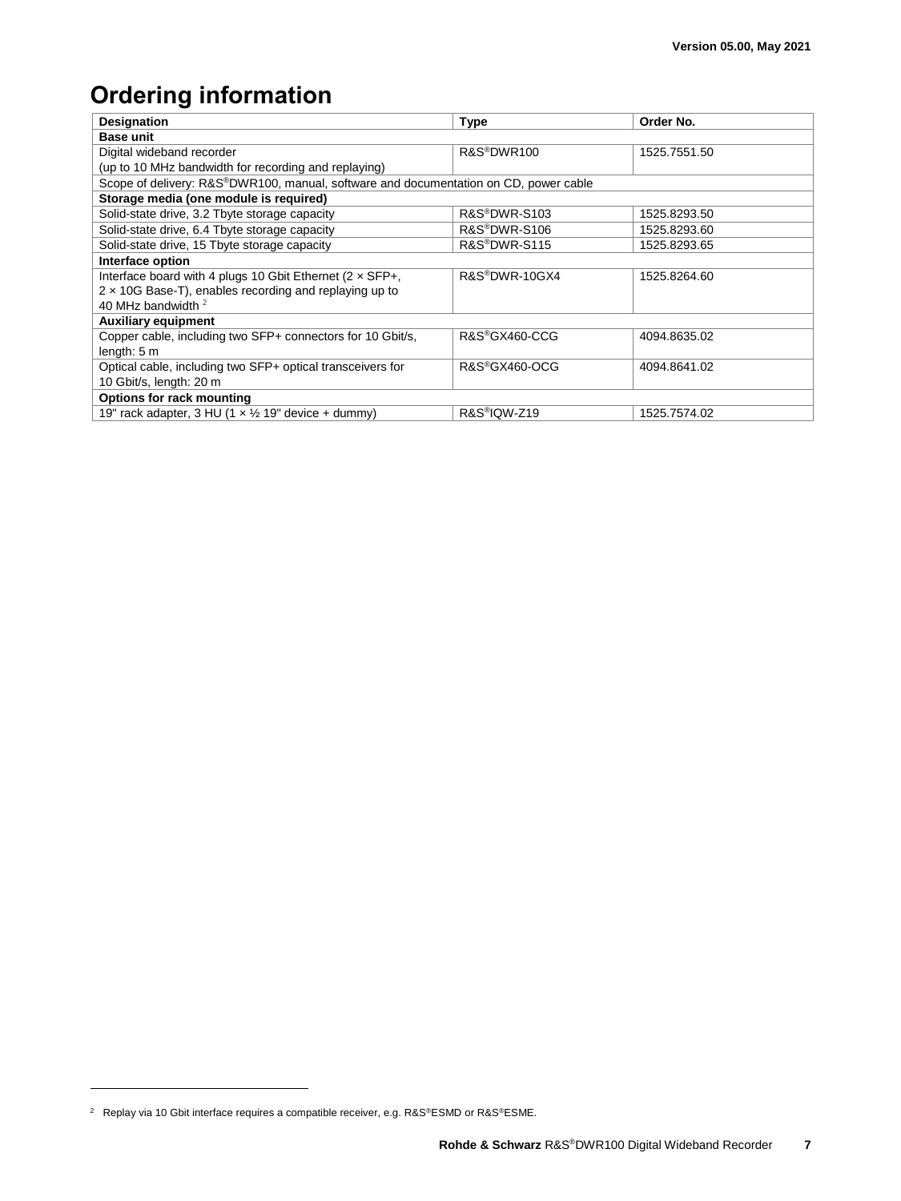# Ordering information

| Designation | Type | Order No. |
|---|---|---|
| **Base unit** | | |
| Digital wideband recorder (up to 10 MHz bandwidth for recording and replaying) | R&S®DWR100 | 1525.7551.50 |
| Scope of delivery: R&S®DWR100, manual, software and documentation on CD, power cable | | |
| **Storage media (one module is required)** | | |
| Solid-state drive, 3.2 Tbyte storage capacity | R&S®DWR-S103 | 1525.8293.50 |
| Solid-state drive, 6.4 Tbyte storage capacity | R&S®DWR-S106 | 1525.8293.60 |
| Solid-state drive, 15 Tbyte storage capacity | R&S®DWR-S115 | 1525.8293.65 |
| **Interface option** | | |
| Interface board with 4 plugs 10 Gbit Ethernet (2 × SFP+, 2 × 10G Base-T), enables recording and replaying up to 40 MHz bandwidth [2] | R&S®DWR-10GX4 | 1525.8264.60 |
| **Auxiliary equipment** | | |
| Copper cable, including two SFP+ connectors for 10 Gbit/s, length: 5 m | R&S®GX460-CCG | 4094.8635.02 |
| Optical cable, including two SFP+ optical transceivers for 10 Gbit/s, length: 20 m | R&S®GX460-OCG | 4094.8641.02 |
| **Options for rack mounting** | | |
| 19" rack adapter, 3 HU (1 × ½ 19" device + dummy) | R&S®IQW-Z19 | 1525.7574.02 |

[2] Replay via 10 Gbit interface requires a compatible receiver, e.g. R&S®ESMD or R&S®ESME.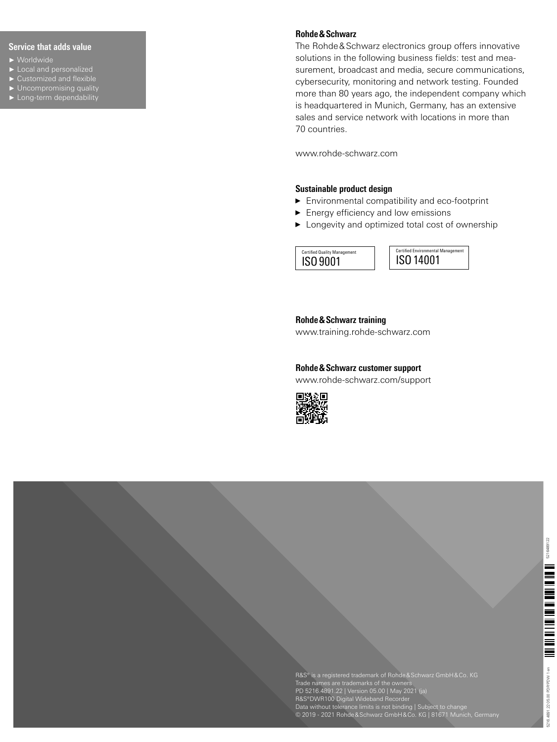## Service that adds value

- Worldwide
- Local and personalized
- Customized and flexible
- Uncompromising quality
- Long-term dependability

## Rohde & Schwarz

The Rohde & Schwarz electronics group offers innovative solutions in the following business fields: test and measurement, broadcast and media, secure communications, cybersecurity, monitoring and network testing. Founded more than 80 years ago, the independent company which is headquartered in Munich, Germany, has an extensive sales and service network with locations in more than 70 countries.

www.rohde-schwarz.com

## Sustainable product design

- Environmental compatibility and eco-footprint
- Energy efficiency and low emissions
- Longevity and optimized total cost of ownership

Certified Quality Management
ISO 9001

Certified Environmental Management
ISO 14001

## Rohde & Schwarz training

www.training.rohde-schwarz.com

## Rohde & Schwarz customer support

www.rohde-schwarz.com/support

R&S® is a registered trademark of Rohde & Schwarz GmbH & Co. KG
Trade names are trademarks of the owners
PD 5216.4891.22 | Version 05.00 | May 2021 (ja)
R&S®DWR100 Digital Wideband Recorder
Data without tolerance limits is not binding | Subject to change
© 2019 - 2021 Rohde & Schwarz GmbH & Co. KG | 81671 Munich, Germany

5216.4891.22 05.00 PDP/PDW 1 en

5216489122